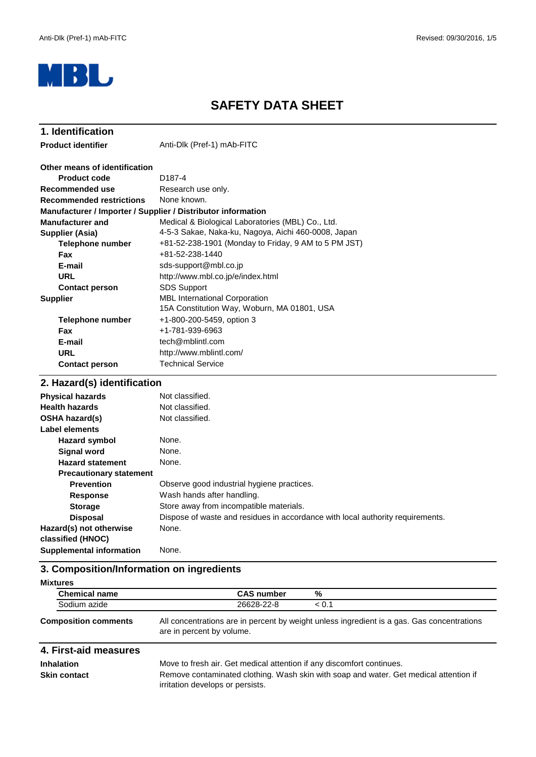# SAFETY DATA SHEET

## 1. Identification

**Product identifier** Anti-Dlk (Pref-1) mAb-FITC

**Other means of identification**

**Product code** D187-4

**Recommended use** Research use only.

**Recommended restrictions** None known.

**Manufacturer / Importer / Supplier / Distributor information**

**Manufacturer and Supplier (Asia)**
Medical & Biological Laboratories (MBL) Co., Ltd.
4-5-3 Sakae, Naka-ku, Nagoya, Aichi 460-0008, Japan

**Telephone number** +81-52-238-1901 (Monday to Friday, 9 AM to 5 PM JST)

**Fax** +81-52-238-1440

**E-mail** sds-support@mbl.co.jp

**URL** http://www.mbl.co.jp/e/index.html

**Contact person** SDS Support

**Supplier**
MBL International Corporation
15A Constitution Way, Woburn, MA 01801, USA

**Telephone number** +1-800-200-5459, option 3

**Fax** +1-781-939-6963

**E-mail** tech@mblintl.com

**URL** http://www.mblintl.com/

**Contact person** Technical Service

## 2. Hazard(s) identification

**Physical hazards** Not classified.

**Health hazards** Not classified.

**OSHA hazard(s)** Not classified.

**Label elements**

**Hazard symbol** None.

**Signal word** None.

**Hazard statement** None.

**Precautionary statement**

**Prevention** Observe good industrial hygiene practices.

**Response** Wash hands after handling.

**Storage** Store away from incompatible materials.

**Disposal** Dispose of waste and residues in accordance with local authority requirements.

**Hazard(s) not otherwise classified (HNOC)** None.

**Supplemental information** None.

## 3. Composition/Information on ingredients

**Mixtures**

| Chemical name | CAS number | % |
|---|---|---|
| Sodium azide | 26628-22-8 | < 0.1 |

**Composition comments** All concentrations are in percent by weight unless ingredient is a gas. Gas concentrations are in percent by volume.

## 4. First-aid measures

**Inhalation** Move to fresh air. Get medical attention if any discomfort continues.

**Skin contact** Remove contaminated clothing. Wash skin with soap and water. Get medical attention if irritation develops or persists.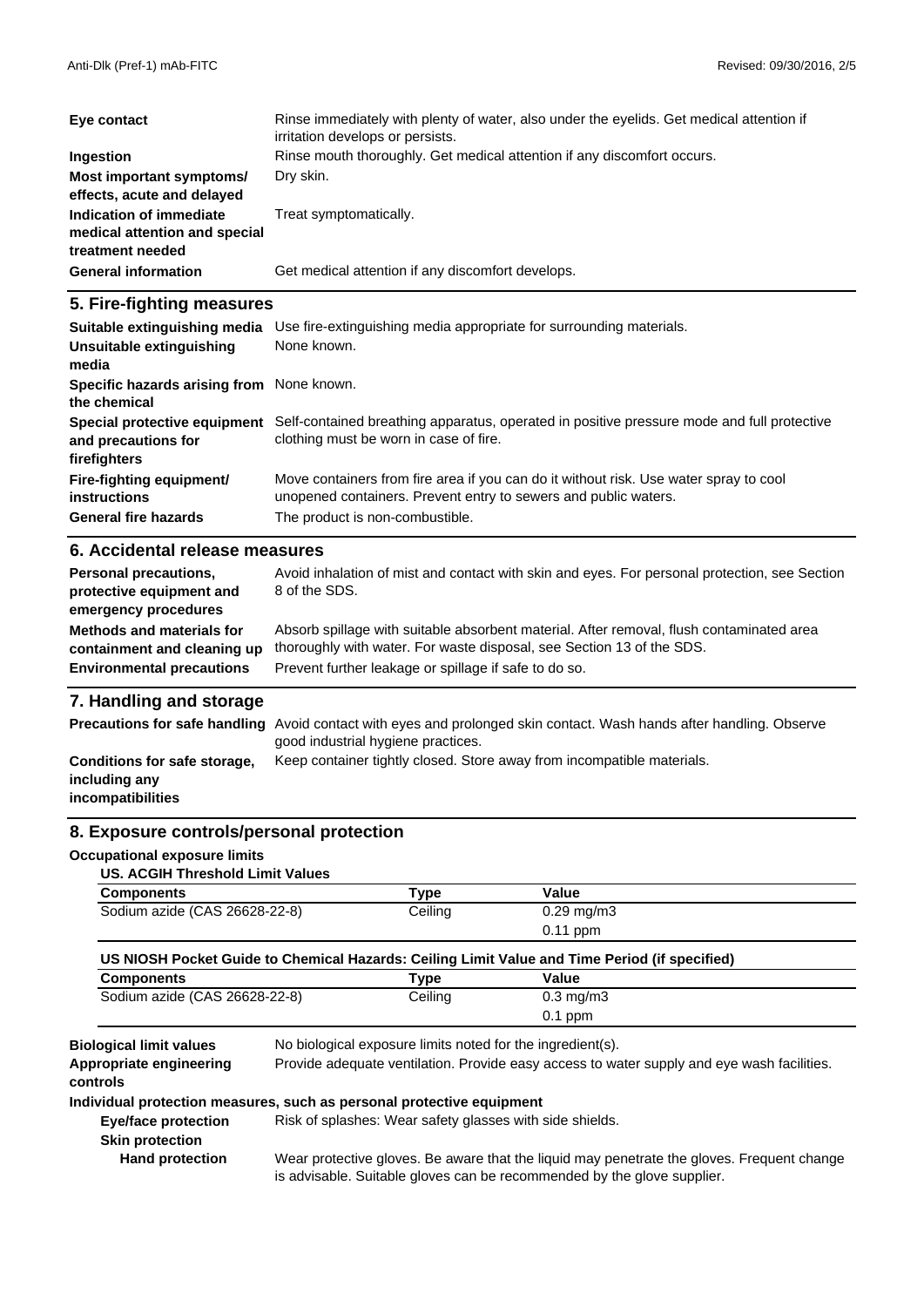| | |
|---|---|
| **Eye contact** | Rinse immediately with plenty of water, also under the eyelids. Get medical attention if irritation develops or persists. |
| **Ingestion** | Rinse mouth thoroughly. Get medical attention if any discomfort occurs. |
| **Most important symptoms/ effects, acute and delayed** | Dry skin. |
| **Indication of immediate medical attention and special treatment needed** | Treat symptomatically. |
| **General information** | Get medical attention if any discomfort develops. |

## 5. Fire-fighting measures

| | |
|---|---|
| **Suitable extinguishing media** | Use fire-extinguishing media appropriate for surrounding materials. |
| **Unsuitable extinguishing media** | None known. |
| **Specific hazards arising from the chemical** | None known. |
| **Special protective equipment and precautions for firefighters** | Self-contained breathing apparatus, operated in positive pressure mode and full protective clothing must be worn in case of fire. |
| **Fire-fighting equipment/ instructions** | Move containers from fire area if you can do it without risk. Use water spray to cool unopened containers. Prevent entry to sewers and public waters. |
| **General fire hazards** | The product is non-combustible. |

## 6. Accidental release measures

| | |
|---|---|
| **Personal precautions, protective equipment and emergency procedures** | Avoid inhalation of mist and contact with skin and eyes. For personal protection, see Section 8 of the SDS. |
| **Methods and materials for containment and cleaning up** | Absorb spillage with suitable absorbent material. After removal, flush contaminated area thoroughly with water. For waste disposal, see Section 13 of the SDS. |
| **Environmental precautions** | Prevent further leakage or spillage if safe to do so. |

## 7. Handling and storage

| | |
|---|---|
| **Precautions for safe handling** | Avoid contact with eyes and prolonged skin contact. Wash hands after handling. Observe good industrial hygiene practices. |
| **Conditions for safe storage, including any incompatibilities** | Keep container tightly closed. Store away from incompatible materials. |

## 8. Exposure controls/personal protection

**Occupational exposure limits**

**US. ACGIH Threshold Limit Values**

| Components | Type | Value |
|---|---|---|
| Sodium azide (CAS 26628-22-8) | Ceiling | 0.29 mg/m3 |
| | | 0.11 ppm |

**US NIOSH Pocket Guide to Chemical Hazards: Ceiling Limit Value and Time Period (if specified)**

| Components | Type | Value |
|---|---|---|
| Sodium azide (CAS 26628-22-8) | Ceiling | 0.3 mg/m3 |
| | | 0.1 ppm |

| | |
|---|---|
| **Biological limit values** | No biological exposure limits noted for the ingredient(s). |
| **Appropriate engineering controls** | Provide adequate ventilation. Provide easy access to water supply and eye wash facilities. |

**Individual protection measures, such as personal protective equipment**

| | |
|---|---|
| **Eye/face protection** | Risk of splashes: Wear safety glasses with side shields. |
| **Skin protection** | |
| **Hand protection** | Wear protective gloves. Be aware that the liquid may penetrate the gloves. Frequent change is advisable. Suitable gloves can be recommended by the glove supplier. |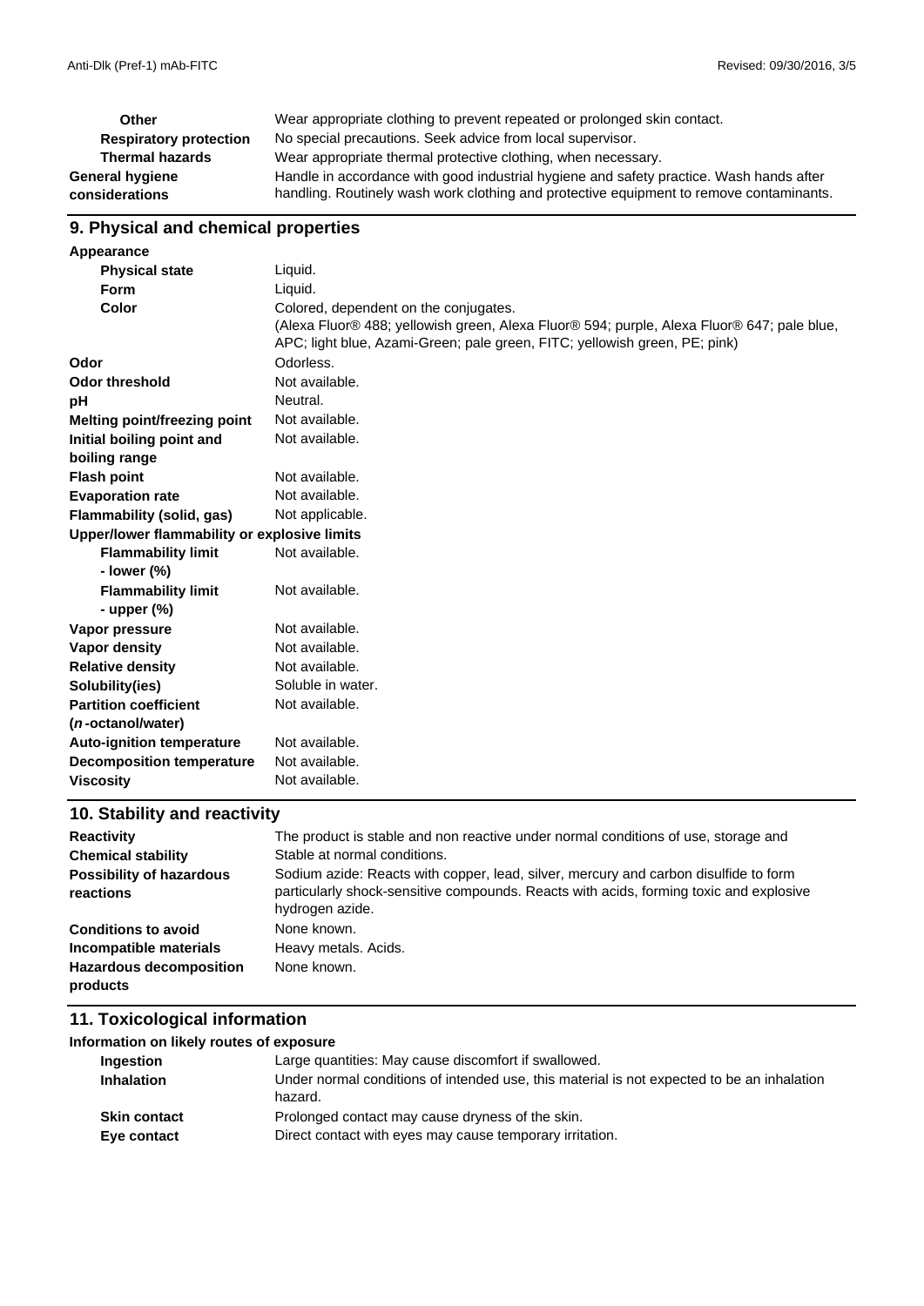| | |
|---|---|
| **Other** | Wear appropriate clothing to prevent repeated or prolonged skin contact. |
| **Respiratory protection** | No special precautions. Seek advice from local supervisor. |
| **Thermal hazards** | Wear appropriate thermal protective clothing, when necessary. |
| **General hygiene considerations** | Handle in accordance with good industrial hygiene and safety practice. Wash hands after handling. Routinely wash work clothing and protective equipment to remove contaminants. |

## 9. Physical and chemical properties

| | |
|---|---|
| **Appearance** | |
| **Physical state** | Liquid. |
| **Form** | Liquid. |
| **Color** | Colored, dependent on the conjugates. (Alexa Fluor® 488; yellowish green, Alexa Fluor® 594; purple, Alexa Fluor® 647; pale blue, APC; light blue, Azami-Green; pale green, FITC; yellowish green, PE; pink) |
| **Odor** | Odorless. |
| **Odor threshold** | Not available. |
| **pH** | Neutral. |
| **Melting point/freezing point** | Not available. |
| **Initial boiling point and boiling range** | Not available. |
| **Flash point** | Not available. |
| **Evaporation rate** | Not available. |
| **Flammability (solid, gas)** | Not applicable. |
| **Upper/lower flammability or explosive limits** | |
| **Flammability limit - lower (%)** | Not available. |
| **Flammability limit - upper (%)** | Not available. |
| **Vapor pressure** | Not available. |
| **Vapor density** | Not available. |
| **Relative density** | Not available. |
| **Solubility(ies)** | Soluble in water. |
| **Partition coefficient (*n*-octanol/water)** | Not available. |
| **Auto-ignition temperature** | Not available. |
| **Decomposition temperature** | Not available. |
| **Viscosity** | Not available. |

## 10. Stability and reactivity

| | |
|---|---|
| **Reactivity** | The product is stable and non reactive under normal conditions of use, storage and |
| **Chemical stability** | Stable at normal conditions. |
| **Possibility of hazardous reactions** | Sodium azide: Reacts with copper, lead, silver, mercury and carbon disulfide to form particularly shock-sensitive compounds. Reacts with acids, forming toxic and explosive hydrogen azide. |
| **Conditions to avoid** | None known. |
| **Incompatible materials** | Heavy metals. Acids. |
| **Hazardous decomposition products** | None known. |

## 11. Toxicological information

| | |
|---|---|
| **Information on likely routes of exposure** | |
| **Ingestion** | Large quantities: May cause discomfort if swallowed. |
| **Inhalation** | Under normal conditions of intended use, this material is not expected to be an inhalation hazard. |
| **Skin contact** | Prolonged contact may cause dryness of the skin. |
| **Eye contact** | Direct contact with eyes may cause temporary irritation. |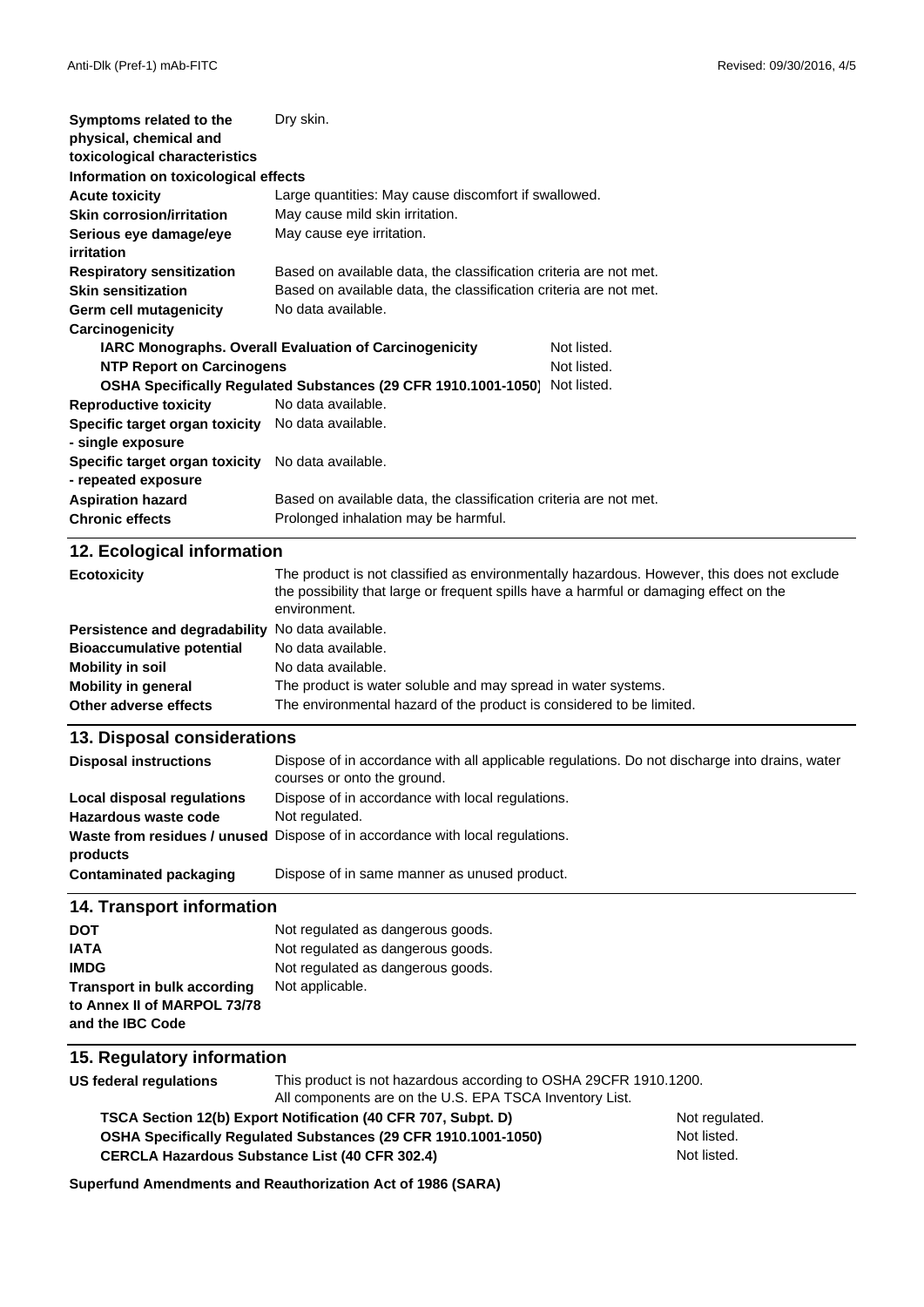| | |
|---|---|
| **Symptoms related to the physical, chemical and toxicological characteristics** | Dry skin. |

**Information on toxicological effects**

| | | |
|---|---|---|
| **Acute toxicity** | Large quantities: May cause discomfort if swallowed. | |
| **Skin corrosion/irritation** | May cause mild skin irritation. | |
| **Serious eye damage/eye irritation** | May cause eye irritation. | |
| **Respiratory sensitization** | Based on available data, the classification criteria are not met. | |
| **Skin sensitization** | Based on available data, the classification criteria are not met. | |
| **Germ cell mutagenicity** | No data available. | |
| **Carcinogenicity** | | |
| **IARC Monographs. Overall Evaluation of Carcinogenicity** | | Not listed. |
| **NTP Report on Carcinogens** | | Not listed. |
| **OSHA Specifically Regulated Substances (29 CFR 1910.1001-1050)** | | Not listed. |
| **Reproductive toxicity** | No data available. | |
| **Specific target organ toxicity - single exposure** | No data available. | |
| **Specific target organ toxicity - repeated exposure** | No data available. | |
| **Aspiration hazard** | Based on available data, the classification criteria are not met. | |
| **Chronic effects** | Prolonged inhalation may be harmful. | |

## 12. Ecological information

| | |
|---|---|
| **Ecotoxicity** | The product is not classified as environmentally hazardous. However, this does not exclude the possibility that large or frequent spills have a harmful or damaging effect on the environment. |
| **Persistence and degradability** | No data available. |
| **Bioaccumulative potential** | No data available. |
| **Mobility in soil** | No data available. |
| **Mobility in general** | The product is water soluble and may spread in water systems. |
| **Other adverse effects** | The environmental hazard of the product is considered to be limited. |

## 13. Disposal considerations

| | |
|---|---|
| **Disposal instructions** | Dispose of in accordance with all applicable regulations. Do not discharge into drains, water courses or onto the ground. |
| **Local disposal regulations** | Dispose of in accordance with local regulations. |
| **Hazardous waste code** | Not regulated. |
| **Waste from residues / unused products** | Dispose of in accordance with local regulations. |
| **Contaminated packaging** | Dispose of in same manner as unused product. |

## 14. Transport information

| | |
|---|---|
| **DOT** | Not regulated as dangerous goods. |
| **IATA** | Not regulated as dangerous goods. |
| **IMDG** | Not regulated as dangerous goods. |
| **Transport in bulk according to Annex II of MARPOL 73/78 and the IBC Code** | Not applicable. |

## 15. Regulatory information

| | |
|---|---|
| **US federal regulations** | This product is not hazardous according to OSHA 29CFR 1910.1200. All components are on the U.S. EPA TSCA Inventory List. |

| | |
|---|---|
| **TSCA Section 12(b) Export Notification (40 CFR 707, Subpt. D)** | Not regulated. |
| **OSHA Specifically Regulated Substances (29 CFR 1910.1001-1050)** | Not listed. |
| **CERCLA Hazardous Substance List (40 CFR 302.4)** | Not listed. |

**Superfund Amendments and Reauthorization Act of 1986 (SARA)**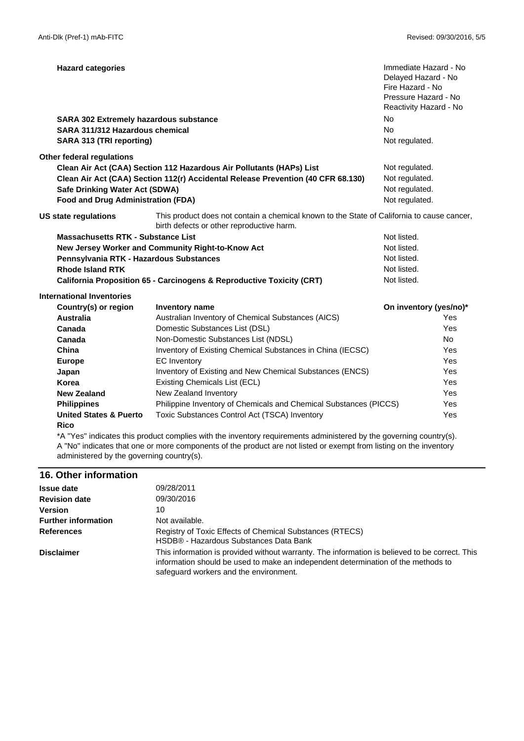**Hazard categories**

Immediate Hazard - No
Delayed Hazard - No
Fire Hazard - No
Pressure Hazard - No
Reactivity Hazard - No

| | |
|---|---|
| **SARA 302 Extremely hazardous substance** | No |
| **SARA 311/312 Hazardous chemical** | No |
| **SARA 313 (TRI reporting)** | Not regulated. |

**Other federal regulations**

| | |
|---|---|
| **Clean Air Act (CAA) Section 112 Hazardous Air Pollutants (HAPs) List** | Not regulated. |
| **Clean Air Act (CAA) Section 112(r) Accidental Release Prevention (40 CFR 68.130)** | Not regulated. |
| **Safe Drinking Water Act (SDWA)** | Not regulated. |
| **Food and Drug Administration (FDA)** | Not regulated. |

**US state regulations** This product does not contain a chemical known to the State of California to cause cancer, birth defects or other reproductive harm.

| | |
|---|---|
| **Massachusetts RTK - Substance List** | Not listed. |
| **New Jersey Worker and Community Right-to-Know Act** | Not listed. |
| **Pennsylvania RTK - Hazardous Substances** | Not listed. |
| **Rhode Island RTK** | Not listed. |
| **California Proposition 65 - Carcinogens & Reproductive Toxicity (CRT)** | Not listed. |

**International Inventories**

| Country(s) or region | Inventory name | On inventory (yes/no)* |
|---|---|---|
| **Australia** | Australian Inventory of Chemical Substances (AICS) | Yes |
| **Canada** | Domestic Substances List (DSL) | Yes |
| **Canada** | Non-Domestic Substances List (NDSL) | No |
| **China** | Inventory of Existing Chemical Substances in China (IECSC) | Yes |
| **Europe** | EC Inventory | Yes |
| **Japan** | Inventory of Existing and New Chemical Substances (ENCS) | Yes |
| **Korea** | Existing Chemicals List (ECL) | Yes |
| **New Zealand** | New Zealand Inventory | Yes |
| **Philippines** | Philippine Inventory of Chemicals and Chemical Substances (PICCS) | Yes |
| **United States & Puerto Rico** | Toxic Substances Control Act (TSCA) Inventory | Yes |

*A "Yes" indicates this product complies with the inventory requirements administered by the governing country(s).
A "No" indicates that one or more components of the product are not listed or exempt from listing on the inventory administered by the governing country(s).

## 16. Other information

| | |
|---|---|
| **Issue date** | 09/28/2011 |
| **Revision date** | 09/30/2016 |
| **Version** | 10 |
| **Further information** | Not available. |
| **References** | Registry of Toxic Effects of Chemical Substances (RTECS)<br>HSDB® - Hazardous Substances Data Bank |
| **Disclaimer** | This information is provided without warranty. The information is believed to be correct. This information should be used to make an independent determination of the methods to safeguard workers and the environment. |